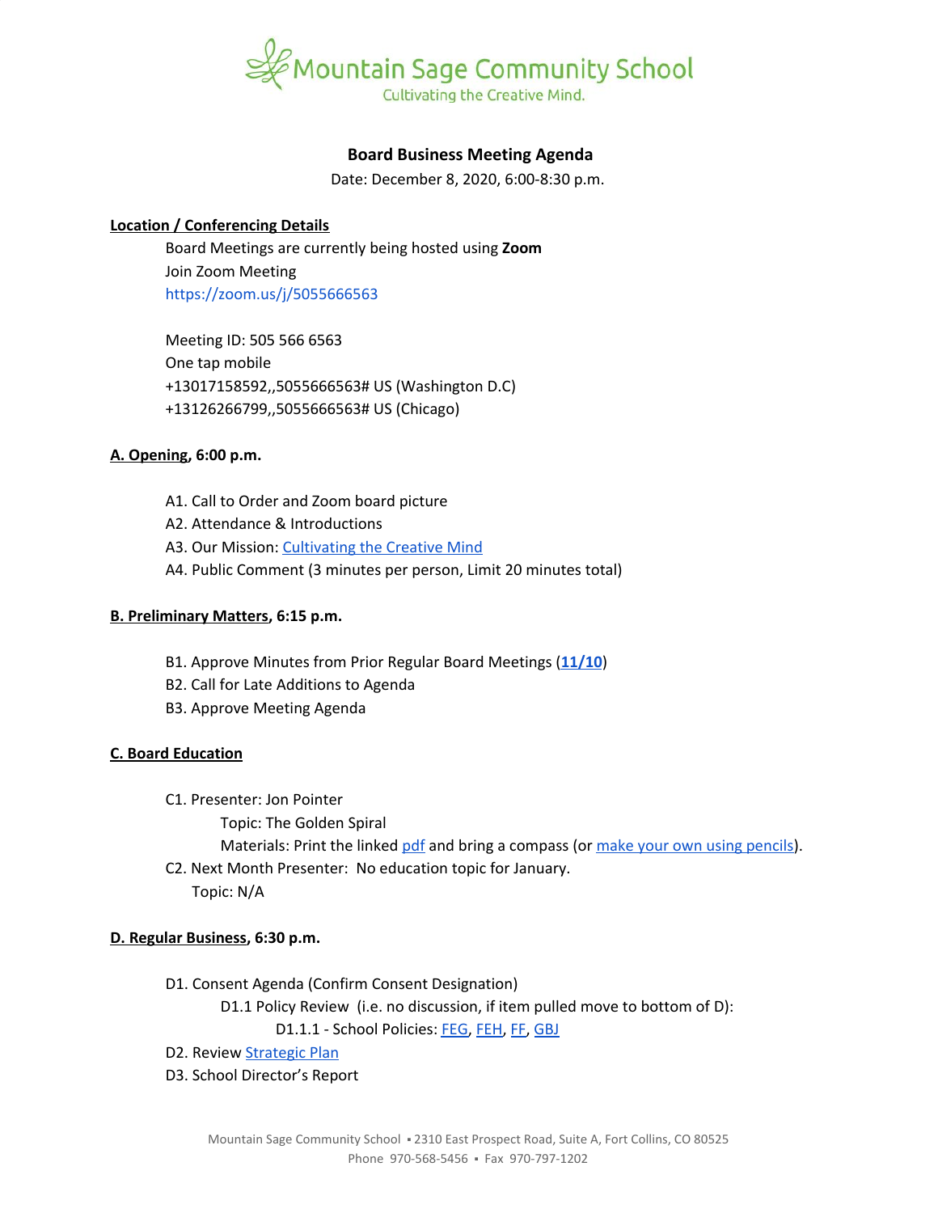Mountain Sage Community School
Cultivating the Creative Mind.

# Board Business Meeting Agenda

Date: December 8, 2020, 6:00-8:30 p.m.

**Location / Conferencing Details**

Board Meetings are currently being hosted using **Zoom**
Join Zoom Meeting
https://zoom.us/j/5055666563

Meeting ID: 505 566 6563
One tap mobile
+13017158592,,5055666563# US (Washington D.C)
+13126266799,,5055666563# US (Chicago)

**A. Opening, 6:00 p.m.**

A1. Call to Order and Zoom board picture
A2. Attendance & Introductions
A3. Our Mission: Cultivating the Creative Mind
A4. Public Comment (3 minutes per person, Limit 20 minutes total)

**B. Preliminary Matters, 6:15 p.m.**

B1. Approve Minutes from Prior Regular Board Meetings (**11/10**)
B2. Call for Late Additions to Agenda
B3. Approve Meeting Agenda

**C. Board Education**

C1. Presenter: Jon Pointer
Topic: The Golden Spiral
Materials: Print the linked pdf and bring a compass (or make your own using pencils).
C2. Next Month Presenter: No education topic for January.
Topic: N/A

**D. Regular Business, 6:30 p.m.**

D1. Consent Agenda (Confirm Consent Designation)
D1.1 Policy Review (i.e. no discussion, if item pulled move to bottom of D):
D1.1.1 - School Policies: FEG, FEH, FF, GBJ
D2. Review Strategic Plan
D3. School Director's Report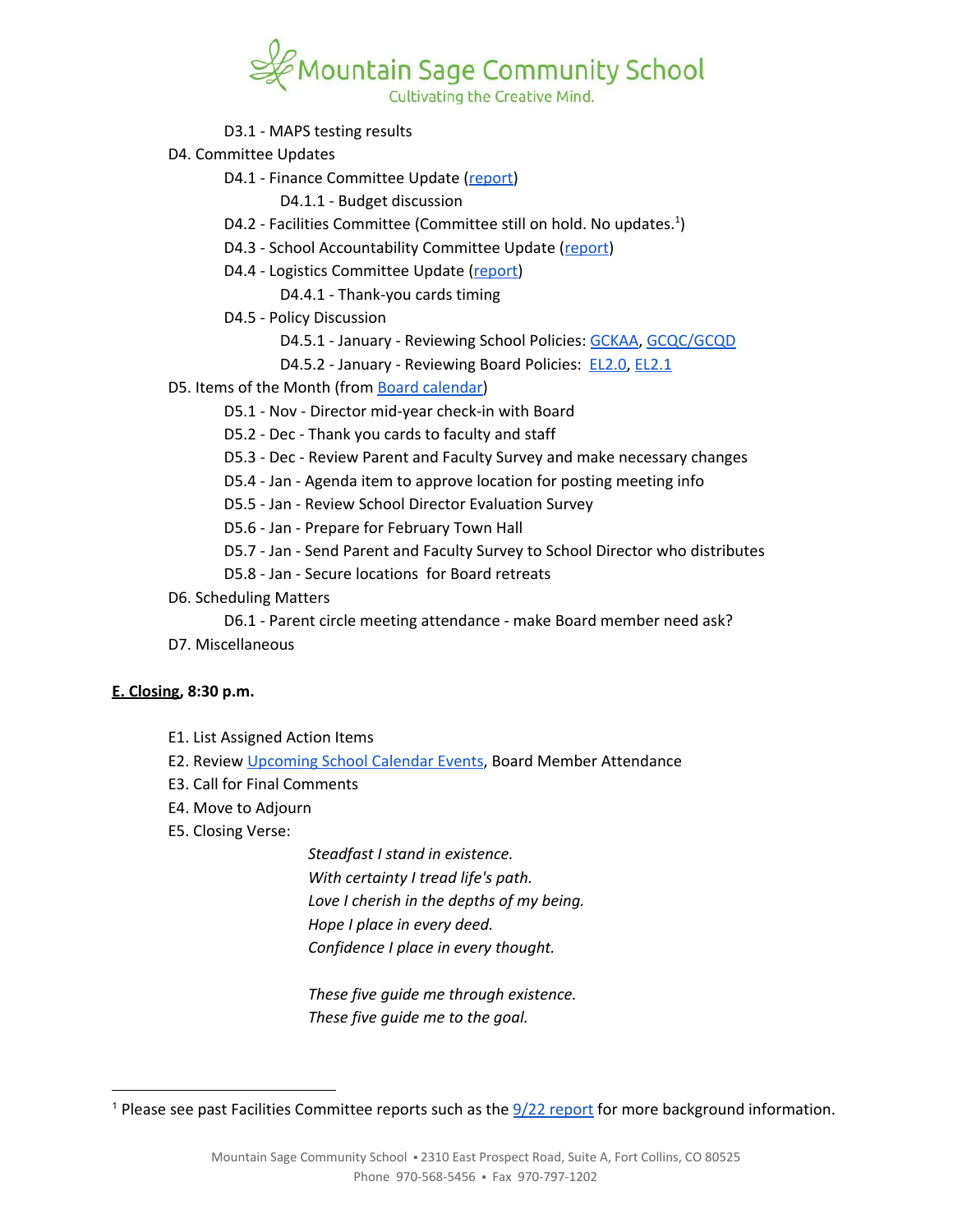D3.1 - MAPS testing results

D4. Committee Updates

- D4.1 - Finance Committee Update (report)
  - D4.1.1 - Budget discussion
- D4.2 - Facilities Committee (Committee still on hold. No updates.[1])
- D4.3 - School Accountability Committee Update (report)
- D4.4 - Logistics Committee Update (report)
  - D4.4.1 - Thank-you cards timing
- D4.5 - Policy Discussion
  - D4.5.1 - January - Reviewing School Policies: GCKAA, GCQC/GCQD
  - D4.5.2 - January - Reviewing Board Policies: EL2.0, EL2.1

D5. Items of the Month (from Board calendar)

- D5.1 - Nov - Director mid-year check-in with Board
- D5.2 - Dec - Thank you cards to faculty and staff
- D5.3 - Dec - Review Parent and Faculty Survey and make necessary changes
- D5.4 - Jan - Agenda item to approve location for posting meeting info
- D5.5 - Jan - Review School Director Evaluation Survey
- D5.6 - Jan - Prepare for February Town Hall
- D5.7 - Jan - Send Parent and Faculty Survey to School Director who distributes
- D5.8 - Jan - Secure locations for Board retreats

D6. Scheduling Matters

- D6.1 - Parent circle meeting attendance - make Board member need ask?

D7. Miscellaneous

**E. Closing, 8:30 p.m.**

- E1. List Assigned Action Items
- E2. Review Upcoming School Calendar Events, Board Member Attendance
- E3. Call for Final Comments
- E4. Move to Adjourn
- E5. Closing Verse:

*Steadfast I stand in existence.*
*With certainty I tread life's path.*
*Love I cherish in the depths of my being.*
*Hope I place in every deed.*
*Confidence I place in every thought.*

*These five guide me through existence.*
*These five guide me to the goal.*

---

[1] Please see past Facilities Committee reports such as the 9/22 report for more background information.